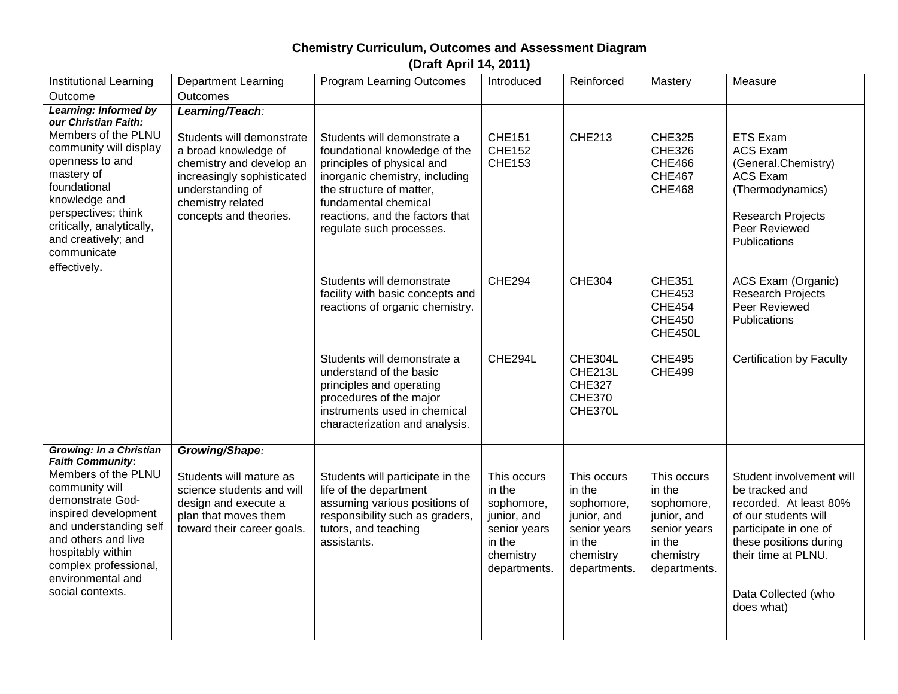# Chemistry Curriculum, Outcomes and Assessment Diagram

**(Draft April 14, 2011)**

| Institutional Learning Outcome | Department Learning Outcomes | Program Learning Outcomes | Introduced | Reinforced | Mastery | Measure |
|---|---|---|---|---|---|---|
| ***Learning: Informed by our Christian Faith:*** Members of the PLNU community will display openness to and mastery of foundational knowledge and perspectives; think critically, analytically, and creatively; and communicate effectively**.** | ***Learning/Teach****:* Students will demonstrate a broad knowledge of chemistry and develop an increasingly sophisticated understanding of chemistry related concepts and theories. | Students will demonstrate a foundational knowledge of the principles of physical and inorganic chemistry, including the structure of matter, fundamental chemical reactions, and the factors that regulate such processes. | CHE151<br>CHE152<br>CHE153 | CHE213 | CHE325<br>CHE326<br>CHE466<br>CHE467<br>CHE468 | ETS Exam<br>ACS Exam (General.Chemistry)<br>ACS Exam (Thermodynamics)<br><br>Research Projects<br>Peer Reviewed Publications |
| | | Students will demonstrate facility with basic concepts and reactions of organic chemistry. | CHE294 | CHE304 | CHE351<br>CHE453<br>CHE454<br>CHE450<br>CHE450L | ACS Exam (Organic)<br>Research Projects<br>Peer Reviewed Publications |
| | | Students will demonstrate a understand of the basic principles and operating procedures of the major instruments used in chemical characterization and analysis. | CHE294L | CHE304L<br>CHE213L<br>CHE327<br>CHE370<br>CHE370L | CHE495<br>CHE499 | Certification by Faculty |
| ***Growing: In a Christian Faith Community*****:** Members of the PLNU community will demonstrate God-inspired development and understanding self and others and live hospitably within complex professional, environmental and social contexts. | ***Growing/Shape****:* Students will mature as science students and will design and execute a plan that moves them toward their career goals. | Students will participate in the life of the department assuming various positions of responsibility such as graders, tutors, and teaching assistants. | This occurs in the sophomore, junior, and senior years in the chemistry departments. | This occurs in the sophomore, junior, and senior years in the chemistry departments. | This occurs in the sophomore, junior, and senior years in the chemistry departments. | Student involvement will be tracked and recorded. At least 80% of our students will participate in one of these positions during their time at PLNU.<br><br>Data Collected (who does what) |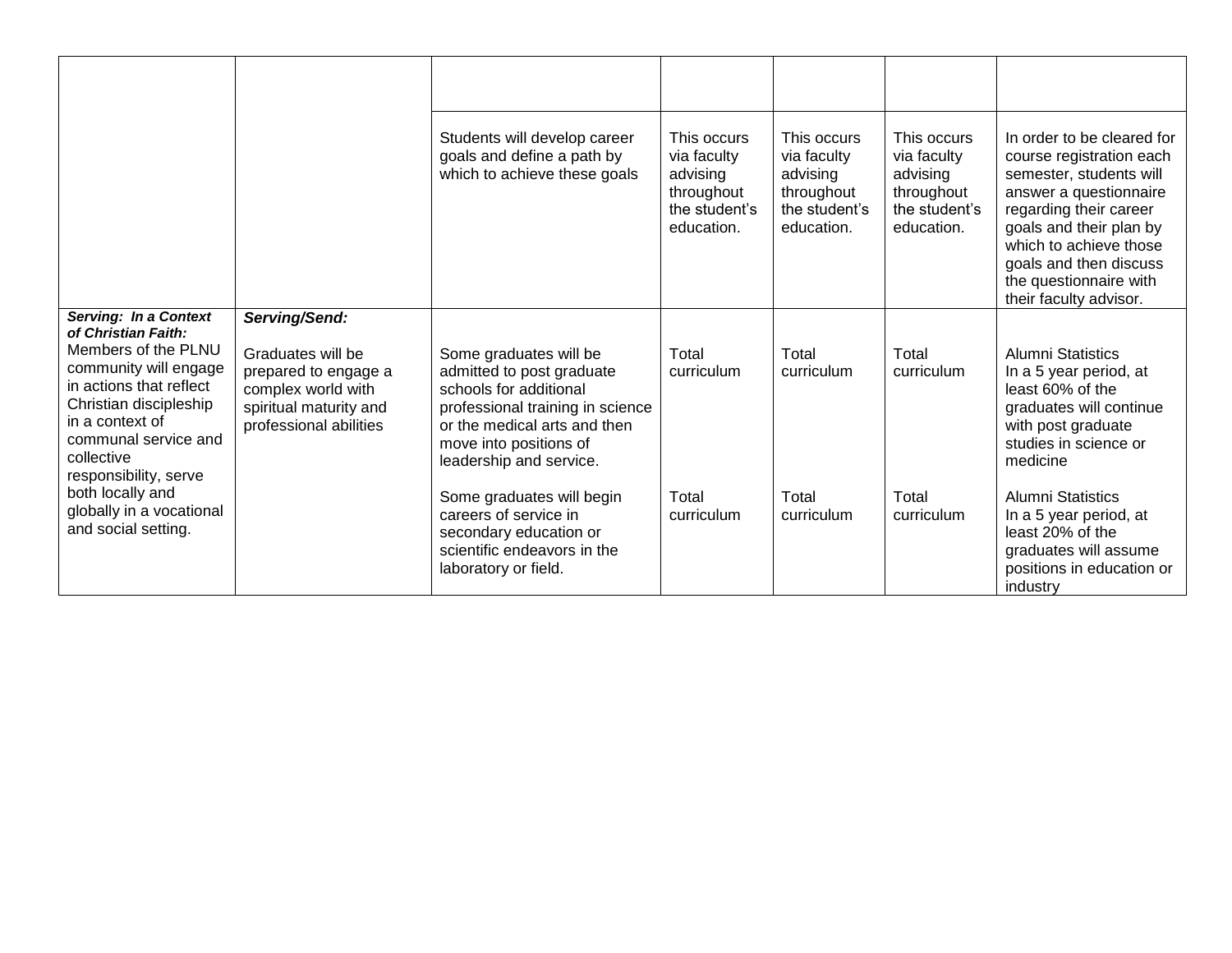| | | | | | | |
|---|---|---|---|---|---|---|
| | | | | | | |
| | | Students will develop career goals and define a path by which to achieve these goals | This occurs via faculty advising throughout the student's education. | This occurs via faculty advising throughout the student's education. | This occurs via faculty advising throughout the student's education. | In order to be cleared for course registration each semester, students will answer a questionnaire regarding their career goals and their plan by which to achieve those goals and then discuss the questionnaire with their faculty advisor. |
| ***Serving: In a Context of Christian Faith:*** Members of the PLNU community will engage in actions that reflect Christian discipleship in a context of communal service and collective responsibility, serve both locally and globally in a vocational and social setting. | ***Serving/Send:*** Graduates will be prepared to engage a complex world with spiritual maturity and professional abilities | Some graduates will be admitted to post graduate schools for additional professional training in science or the medical arts and then move into positions of leadership and service.<br><br>Some graduates will begin careers of service in secondary education or scientific endeavors in the laboratory or field. | Total curriculum<br><br>Total curriculum | Total curriculum<br><br>Total curriculum | Total curriculum<br><br>Total curriculum | Alumni Statistics In a 5 year period, at least 60% of the graduates will continue with post graduate studies in science or medicine<br><br>Alumni Statistics In a 5 year period, at least 20% of the graduates will assume positions in education or industry |